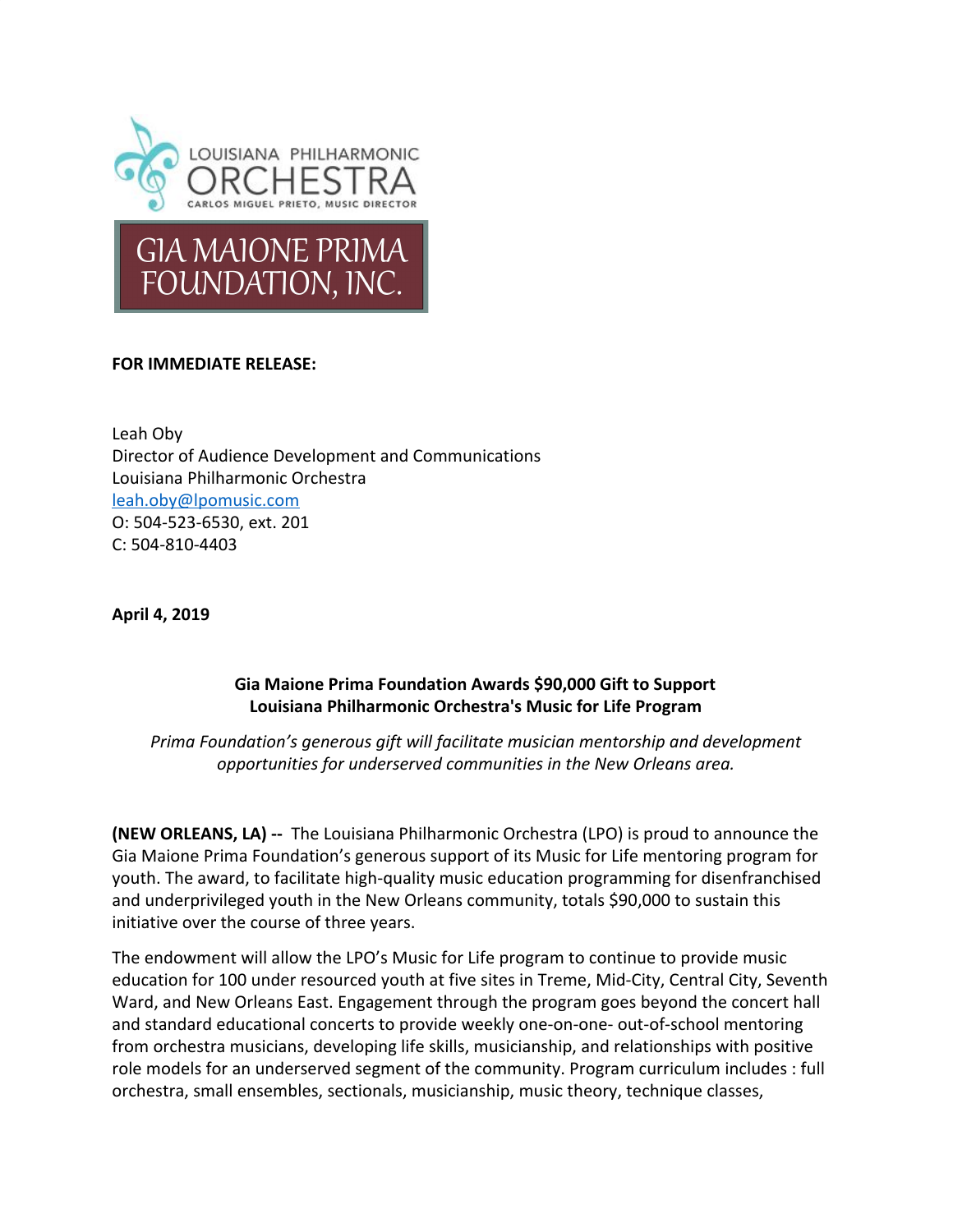LOUISIANA PHILHARMONIC ORCHESTRA

CARLOS MIGUEL PRIETO, MUSIC DIRECTOR

GIA MAIONE PRIMA FOUNDATION, INC.

**FOR IMMEDIATE RELEASE:**

Leah Oby
Director of Audience Development and Communications
Louisiana Philharmonic Orchestra
leah.oby@lpomusic.com
O: 504-523-6530, ext. 201
C: 504-810-4403

**April 4, 2019**

**Gia Maione Prima Foundation Awards $90,000 Gift to Support Louisiana Philharmonic Orchestra's Music for Life Program**

*Prima Foundation's generous gift will facilitate musician mentorship and development opportunities for underserved communities in the New Orleans area.*

**(NEW ORLEANS, LA) --** The Louisiana Philharmonic Orchestra (LPO) is proud to announce the Gia Maione Prima Foundation's generous support of its Music for Life mentoring program for youth. The award, to facilitate high-quality music education programming for disenfranchised and underprivileged youth in the New Orleans community, totals $90,000 to sustain this initiative over the course of three years.

The endowment will allow the LPO's Music for Life program to continue to provide music education for 100 under resourced youth at five sites in Treme, Mid-City, Central City, Seventh Ward, and New Orleans East. Engagement through the program goes beyond the concert hall and standard educational concerts to provide weekly one-on-one- out-of-school mentoring from orchestra musicians, developing life skills, musicianship, and relationships with positive role models for an underserved segment of the community. Program curriculum includes : full orchestra, small ensembles, sectionals, musicianship, music theory, technique classes,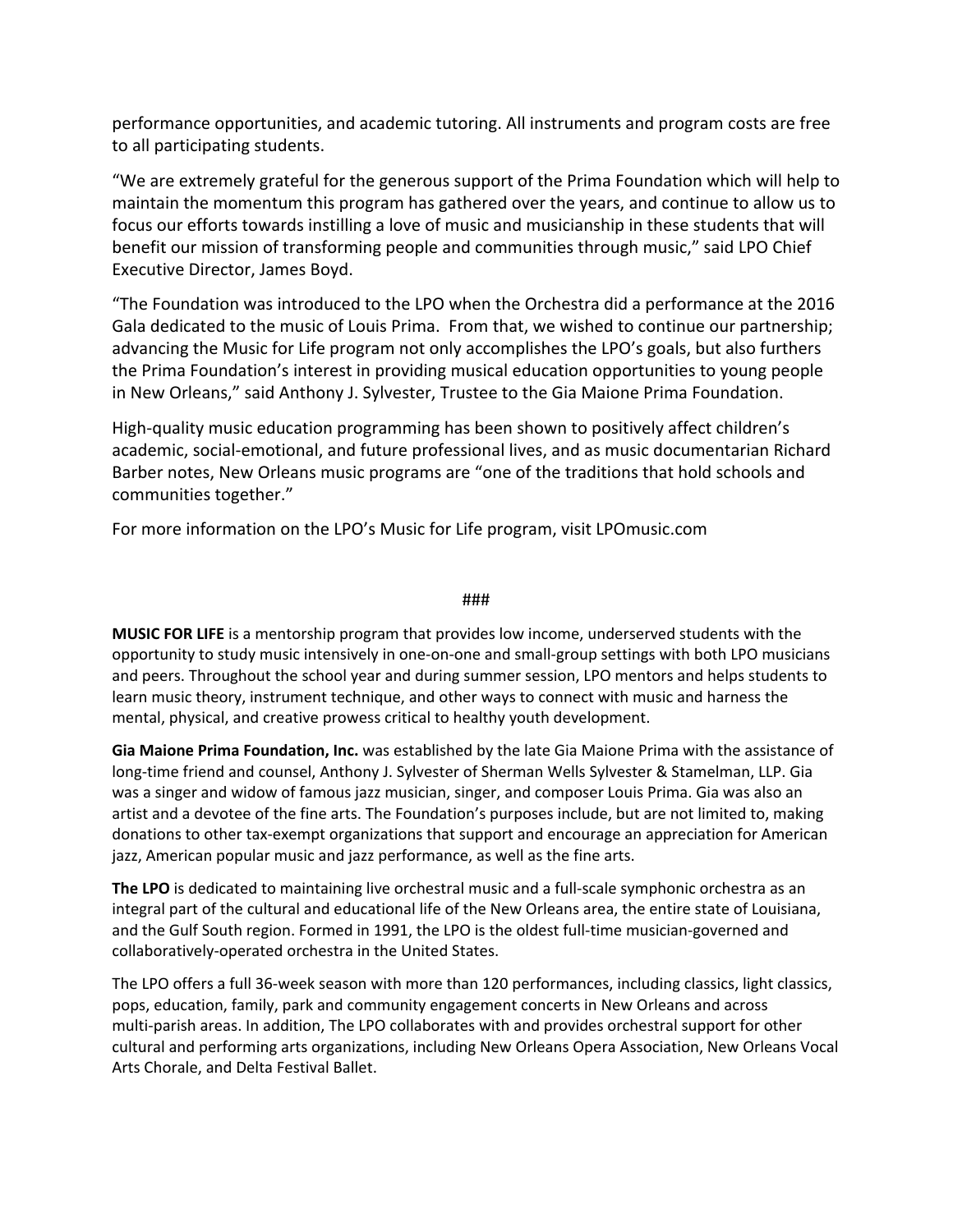performance opportunities, and academic tutoring. All instruments and program costs are free to all participating students.

“We are extremely grateful for the generous support of the Prima Foundation which will help to maintain the momentum this program has gathered over the years, and continue to allow us to focus our efforts towards instilling a love of music and musicianship in these students that will benefit our mission of transforming people and communities through music,” said LPO Chief Executive Director, James Boyd.

“The Foundation was introduced to the LPO when the Orchestra did a performance at the 2016 Gala dedicated to the music of Louis Prima. From that, we wished to continue our partnership; advancing the Music for Life program not only accomplishes the LPO’s goals, but also furthers the Prima Foundation’s interest in providing musical education opportunities to young people in New Orleans,” said Anthony J. Sylvester, Trustee to the Gia Maione Prima Foundation.

High-quality music education programming has been shown to positively affect children’s academic, social-emotional, and future professional lives, and as music documentarian Richard Barber notes, New Orleans music programs are “one of the traditions that hold schools and communities together.”

For more information on the LPO’s Music for Life program, visit LPOmusic.com

###

**MUSIC FOR LIFE** is a mentorship program that provides low income, underserved students with the opportunity to study music intensively in one-on-one and small-group settings with both LPO musicians and peers. Throughout the school year and during summer session, LPO mentors and helps students to learn music theory, instrument technique, and other ways to connect with music and harness the mental, physical, and creative prowess critical to healthy youth development.

**Gia Maione Prima Foundation, Inc.** was established by the late Gia Maione Prima with the assistance of long-time friend and counsel, Anthony J. Sylvester of Sherman Wells Sylvester & Stamelman, LLP. Gia was a singer and widow of famous jazz musician, singer, and composer Louis Prima. Gia was also an artist and a devotee of the fine arts. The Foundation’s purposes include, but are not limited to, making donations to other tax-exempt organizations that support and encourage an appreciation for American jazz, American popular music and jazz performance, as well as the fine arts.

**The LPO** is dedicated to maintaining live orchestral music and a full-scale symphonic orchestra as an integral part of the cultural and educational life of the New Orleans area, the entire state of Louisiana, and the Gulf South region. Formed in 1991, the LPO is the oldest full-time musician-governed and collaboratively-operated orchestra in the United States.

The LPO offers a full 36-week season with more than 120 performances, including classics, light classics, pops, education, family, park and community engagement concerts in New Orleans and across multi-parish areas. In addition, The LPO collaborates with and provides orchestral support for other cultural and performing arts organizations, including New Orleans Opera Association, New Orleans Vocal Arts Chorale, and Delta Festival Ballet.